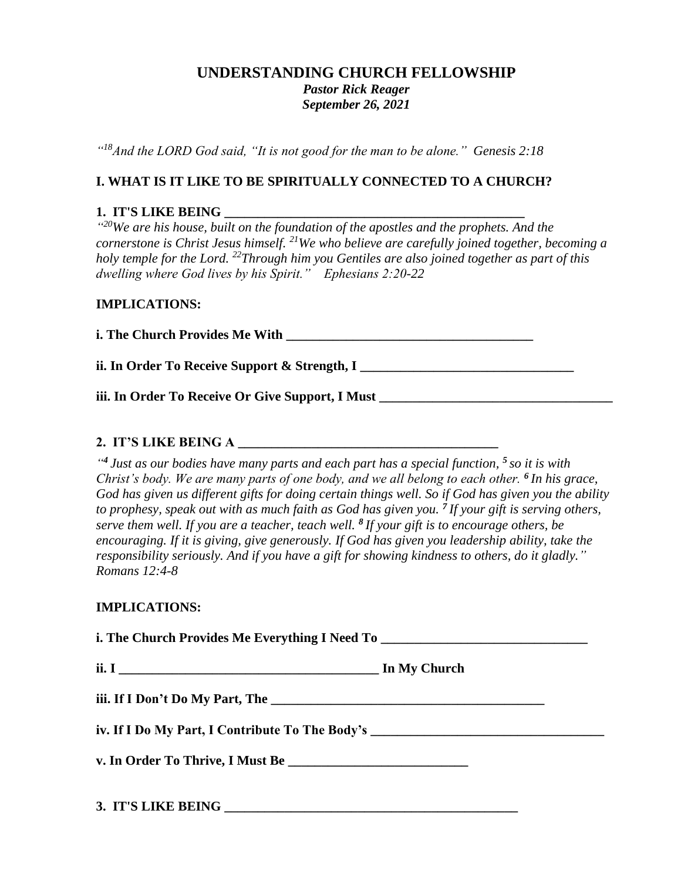# UNDERSTANDING CHURCH FELLOWSHIP

***Pastor Rick Reager***
***September 26, 2021***

*"[18]And the LORD God said, "It is not good for the man to be alone."* *Genesis 2:18*

## I. WHAT IS IT LIKE TO BE SPIRITUALLY CONNECTED TO A CHURCH?

### 1. IT'S LIKE BEING ______________________________________________

*"[20]We are his house, built on the foundation of the apostles and the prophets. And the cornerstone is Christ Jesus himself. [21]We who believe are carefully joined together, becoming a holy temple for the Lord. [22]Through him you Gentiles are also joined together as part of this dwelling where God lives by his Spirit."* *Ephesians 2:20-22*

**IMPLICATIONS:**

**i. The Church Provides Me With _____________________________________**

**ii. In Order To Receive Support & Strength, I ______________________________**

**iii. In Order To Receive Or Give Support, I Must ________________________________**

### 2. IT'S LIKE BEING A _____________________________________

*"[4] Just as our bodies have many parts and each part has a special function, [5] so it is with Christ's body. We are many parts of one body, and we all belong to each other. [6] In his grace, God has given us different gifts for doing certain things well. So if God has given you the ability to prophesy, speak out with as much faith as God has given you. [7] If your gift is serving others, serve them well. If you are a teacher, teach well. [8] If your gift is to encourage others, be encouraging. If it is giving, give generously. If God has given you leadership ability, take the responsibility seriously. And if you have a gift for showing kindness to others, do it gladly." Romans 12:4-8*

**IMPLICATIONS:**

**i. The Church Provides Me Everything I Need To _____________________________**

**ii. I _____________________________________ In My Church**

**iii. If I Don't Do My Part, The ________________________________________**

**iv. If I Do My Part, I Contribute To The Body's _________________________________**

**v. In Order To Thrive, I Must Be __________________________**

### 3. IT'S LIKE BEING ____________________________________________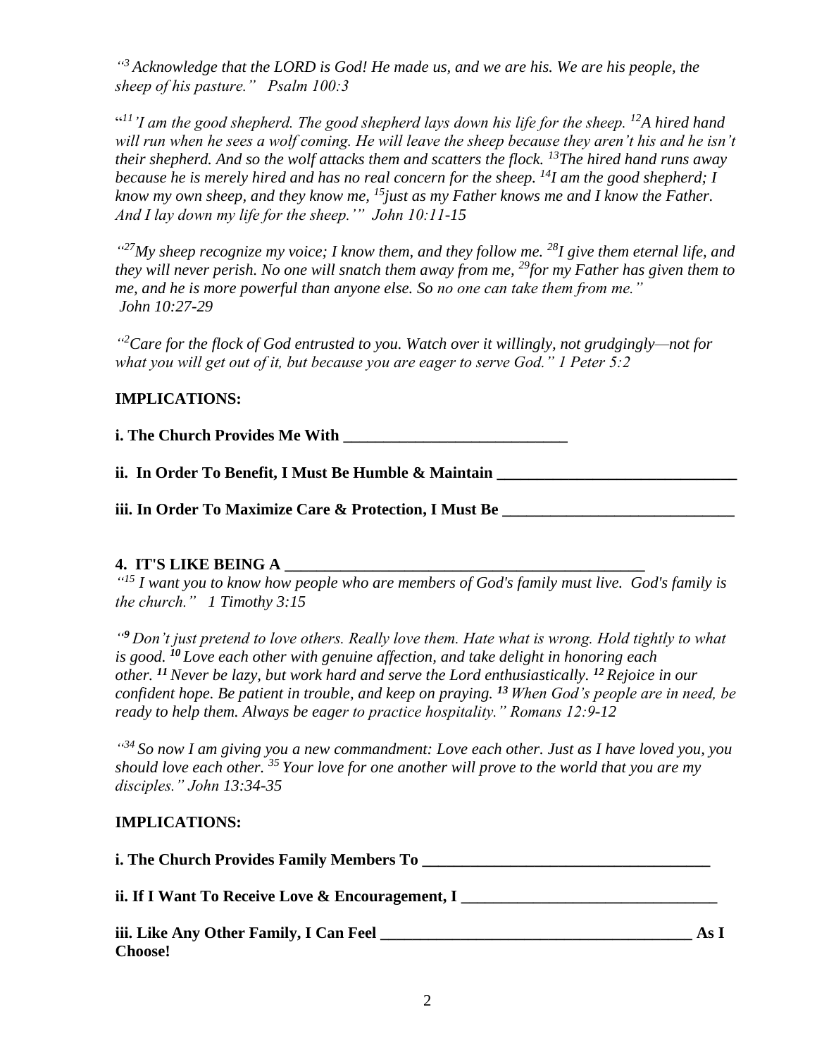*"[3] Acknowledge that the LORD is God! He made us, and we are his. We are his people, the sheep of his pasture." Psalm 100:3*

*"[11] 'I am the good shepherd. The good shepherd lays down his life for the sheep. [12] A hired hand will run when he sees a wolf coming. He will leave the sheep because they aren't his and he isn't their shepherd. And so the wolf attacks them and scatters the flock. [13] The hired hand runs away because he is merely hired and has no real concern for the sheep. [14] I am the good shepherd; I know my own sheep, and they know me, [15] just as my Father knows me and I know the Father. And I lay down my life for the sheep.'" John 10:11-15*

*"[27] My sheep recognize my voice; I know them, and they follow me. [28] I give them eternal life, and they will never perish. No one will snatch them away from me, [29] for my Father has given them to me, and he is more powerful than anyone else. So no one can take them from me." John 10:27-29*

*"[2] Care for the flock of God entrusted to you. Watch over it willingly, not grudgingly—not for what you will get out of it, but because you are eager to serve God." 1 Peter 5:2*

**IMPLICATIONS:**

**i. The Church Provides Me With ____________________________**

**ii. In Order To Benefit, I Must Be Humble & Maintain ______________________________**

**iii. In Order To Maximize Care & Protection, I Must Be _____________________________**

**4. IT'S LIKE BEING A ______________________________________________**

*"[15] I want you to know how people who are members of God's family must live. God's family is the church." 1 Timothy 3:15*

*"[9] Don't just pretend to love others. Really love them. Hate what is wrong. Hold tightly to what is good. [10] Love each other with genuine affection, and take delight in honoring each other. [11] Never be lazy, but work hard and serve the Lord enthusiastically. [12] Rejoice in our confident hope. Be patient in trouble, and keep on praying. [13] When God's people are in need, be ready to help them. Always be eager to practice hospitality." Romans 12:9-12*

*"[34] So now I am giving you a new commandment: Love each other. Just as I have loved you, you should love each other. [35] Your love for one another will prove to the world that you are my disciples." John 13:34-35*

**IMPLICATIONS:**

**i. The Church Provides Family Members To ____________________________________**

**ii. If I Want To Receive Love & Encouragement, I ________________________________**

**iii. Like Any Other Family, I Can Feel _______________________________________ As I Choose!**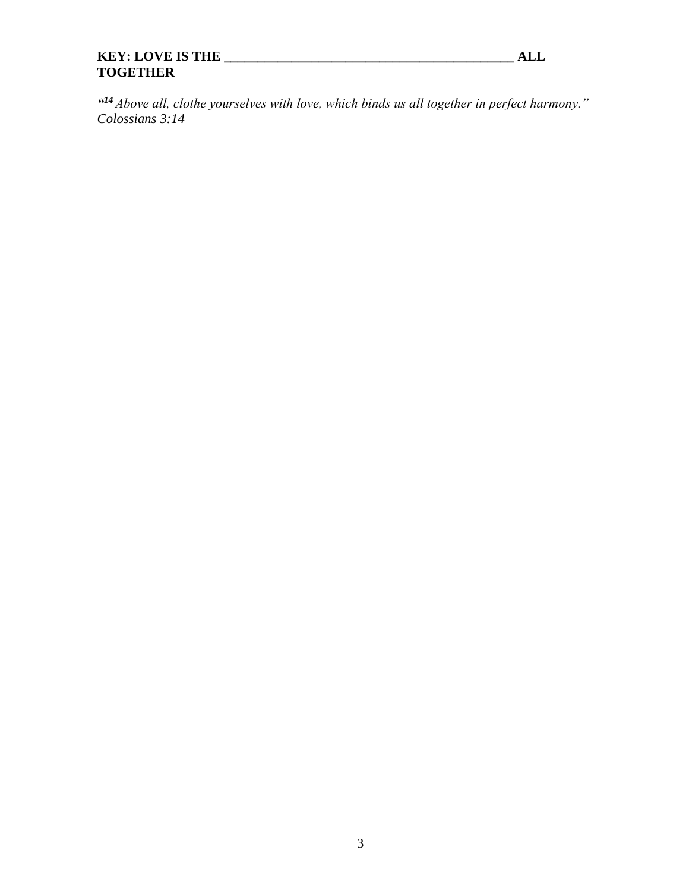**KEY: LOVE IS THE _____________________________________________ ALL TOGETHER**

*“[14] Above all, clothe yourselves with love, which binds us all together in perfect harmony.” Colossians 3:14*